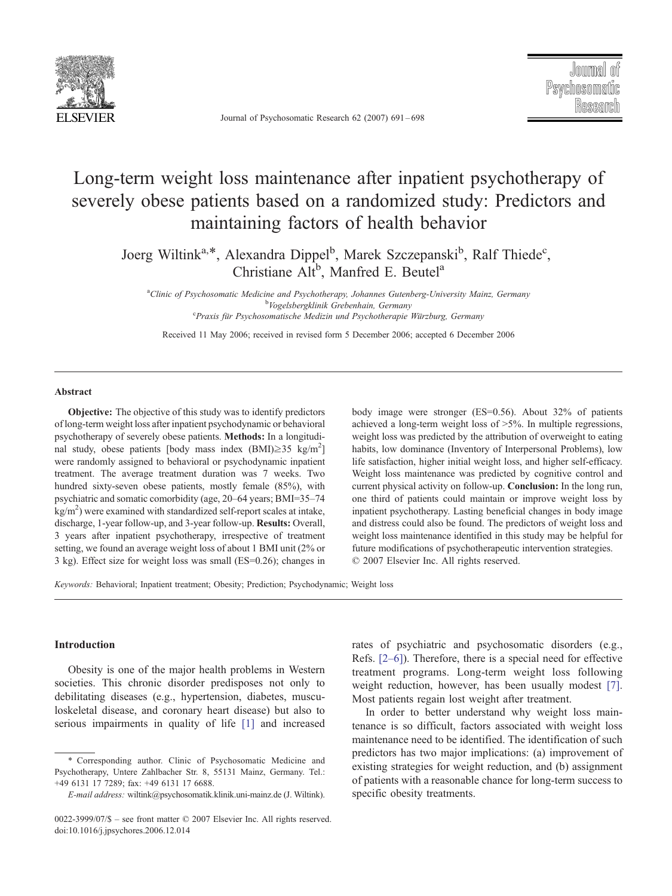# Long-term weight loss maintenance after inpatient psychotherapy of severely obese patients based on a randomized study: Predictors and maintaining factors of health behavior

Joerg Wiltink[a,*], Alexandra Dippel[b], Marek Szczepanski[b], Ralf Thiede[c], Christiane Alt[b], Manfred E. Beutel[a]

[a] *Clinic of Psychosomatic Medicine and Psychotherapy, Johannes Gutenberg-University Mainz, Germany*
[b] *Vogelsbergklinik Grebenhain, Germany*
[c] *Praxis für Psychosomatische Medizin und Psychotherapie Würzburg, Germany*

Received 11 May 2006; received in revised form 5 December 2006; accepted 6 December 2006

## Abstract

**Objective:** The objective of this study was to identify predictors of long-term weight loss after inpatient psychodynamic or behavioral psychotherapy of severely obese patients. **Methods:** In a longitudinal study, obese patients [body mass index (BMI)≥35 kg/m$^2$] were randomly assigned to behavioral or psychodynamic inpatient treatment. The average treatment duration was 7 weeks. Two hundred sixty-seven obese patients, mostly female (85%), with psychiatric and somatic comorbidity (age, 20–64 years; BMI=35–74 kg/m$^2$) were examined with standardized self-report scales at intake, discharge, 1-year follow-up, and 3-year follow-up. **Results:** Overall, 3 years after inpatient psychotherapy, irrespective of treatment setting, we found an average weight loss of about 1 BMI unit (2% or 3 kg). Effect size for weight loss was small (ES=0.26); changes in body image were stronger (ES=0.56). About 32% of patients achieved a long-term weight loss of >5%. In multiple regressions, weight loss was predicted by the attribution of overweight to eating habits, low dominance (Inventory of Interpersonal Problems), low life satisfaction, higher initial weight loss, and higher self-efficacy. Weight loss maintenance was predicted by cognitive control and current physical activity on follow-up. **Conclusion:** In the long run, one third of patients could maintain or improve weight loss by inpatient psychotherapy. Lasting beneficial changes in body image and distress could also be found. The predictors of weight loss and weight loss maintenance identified in this study may be helpful for future modifications of psychotherapeutic intervention strategies.
© 2007 Elsevier Inc. All rights reserved.

*Keywords:* Behavioral; Inpatient treatment; Obesity; Prediction; Psychodynamic; Weight loss

## Introduction

Obesity is one of the major health problems in Western societies. This chronic disorder predisposes not only to debilitating diseases (e.g., hypertension, diabetes, musculoskeletal disease, and coronary heart disease) but also to serious impairments in quality of life [1] and increased rates of psychiatric and psychosomatic disorders (e.g., Refs. [2–6]). Therefore, there is a special need for effective treatment programs. Long-term weight loss following weight reduction, however, has been usually modest [7]. Most patients regain lost weight after treatment.

In order to better understand why weight loss maintenance is so difficult, factors associated with weight loss maintenance need to be identified. The identification of such predictors has two major implications: (a) improvement of existing strategies for weight reduction, and (b) assignment of patients with a reasonable chance for long-term success to specific obesity treatments.

\* Corresponding author. Clinic of Psychosomatic Medicine and Psychotherapy, Untere Zahlbacher Str. 8, 55131 Mainz, Germany. Tel.: +49 6131 17 7289; fax: +49 6131 17 6688.

*E-mail address:* wiltink@psychosomatik.klinik.uni-mainz.de (J. Wiltink).

0022-3999/07/$ – see front matter © 2007 Elsevier Inc. All rights reserved.
doi:10.1016/j.jpsychores.2006.12.014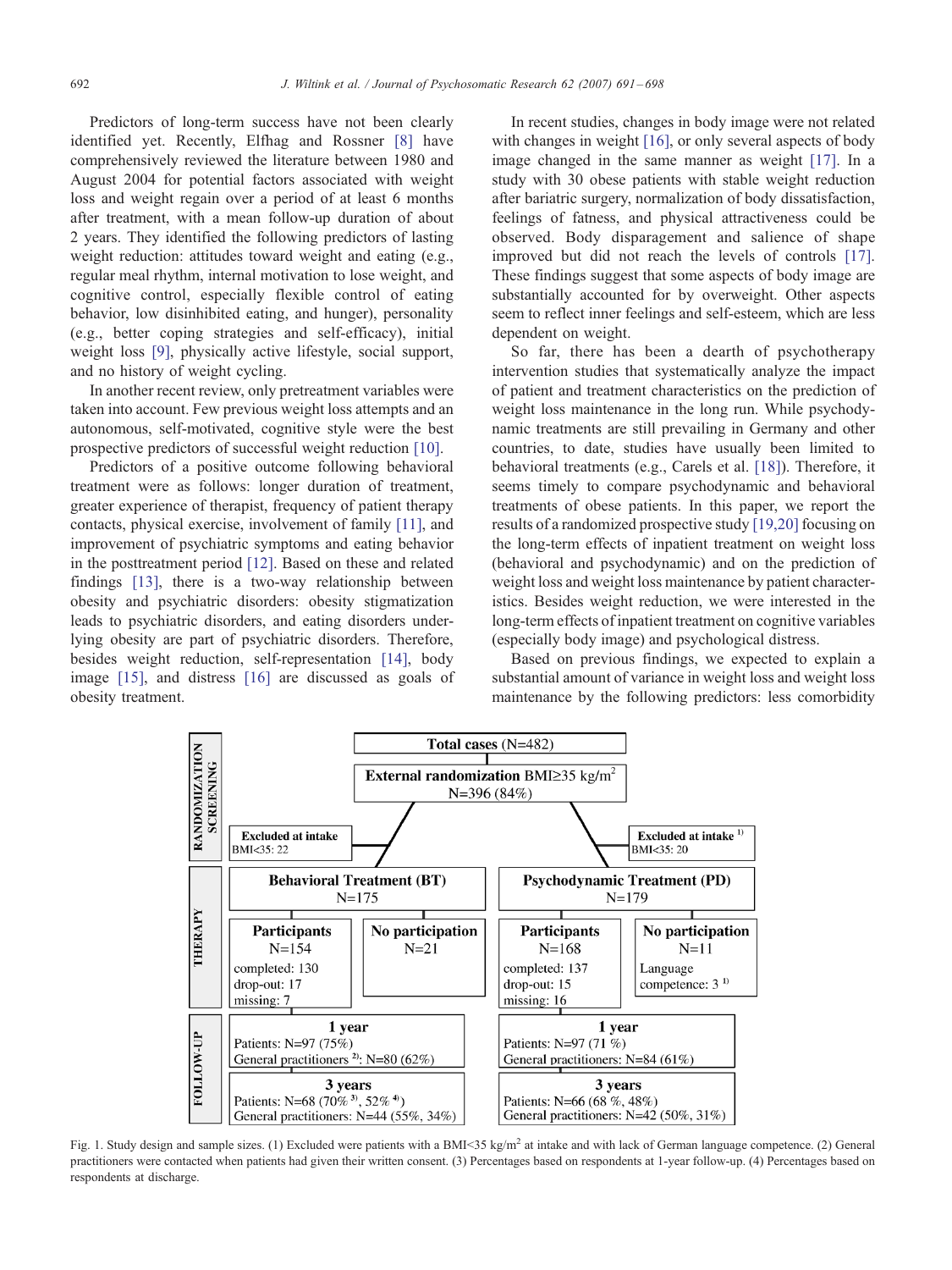Predictors of long-term success have not been clearly identified yet. Recently, Elfhag and Rossner [8] have comprehensively reviewed the literature between 1980 and August 2004 for potential factors associated with weight loss and weight regain over a period of at least 6 months after treatment, with a mean follow-up duration of about 2 years. They identified the following predictors of lasting weight reduction: attitudes toward weight and eating (e.g., regular meal rhythm, internal motivation to lose weight, and cognitive control, especially flexible control of eating behavior, low disinhibited eating, and hunger), personality (e.g., better coping strategies and self-efficacy), initial weight loss [9], physically active lifestyle, social support, and no history of weight cycling.

In another recent review, only pretreatment variables were taken into account. Few previous weight loss attempts and an autonomous, self-motivated, cognitive style were the best prospective predictors of successful weight reduction [10].

Predictors of a positive outcome following behavioral treatment were as follows: longer duration of treatment, greater experience of therapist, frequency of patient therapy contacts, physical exercise, involvement of family [11], and improvement of psychiatric symptoms and eating behavior in the posttreatment period [12]. Based on these and related findings [13], there is a two-way relationship between obesity and psychiatric disorders: obesity stigmatization leads to psychiatric disorders, and eating disorders underlying obesity are part of psychiatric disorders. Therefore, besides weight reduction, self-representation [14], body image [15], and distress [16] are discussed as goals of obesity treatment.

In recent studies, changes in body image were not related with changes in weight [16], or only several aspects of body image changed in the same manner as weight [17]. In a study with 30 obese patients with stable weight reduction after bariatric surgery, normalization of body dissatisfaction, feelings of fatness, and physical attractiveness could be observed. Body disparagement and salience of shape improved but did not reach the levels of controls [17]. These findings suggest that some aspects of body image are substantially accounted for by overweight. Other aspects seem to reflect inner feelings and self-esteem, which are less dependent on weight.

So far, there has been a dearth of psychotherapy intervention studies that systematically analyze the impact of patient and treatment characteristics on the prediction of weight loss maintenance in the long run. While psychodynamic treatments are still prevailing in Germany and other countries, to date, studies have usually been limited to behavioral treatments (e.g., Carels et al. [18]). Therefore, it seems timely to compare psychodynamic and behavioral treatments of obese patients. In this paper, we report the results of a randomized prospective study [19,20] focusing on the long-term effects of inpatient treatment on weight loss (behavioral and psychodynamic) and on the prediction of weight loss and weight loss maintenance by patient characteristics. Besides weight reduction, we were interested in the long-term effects of inpatient treatment on cognitive variables (especially body image) and psychological distress.

Based on previous findings, we expected to explain a substantial amount of variance in weight loss and weight loss maintenance by the following predictors: less comorbidity

**RANDOMIZATION SCREENING**

**Total cases** (N=482)

**External randomization** BMI≥35 kg/m$^2$ N=396 (84%)

**Excluded at intake** BMI<35: 22 | **Excluded at intake** [1] BMI<35: 20

**THERAPY**

**Behavioral Treatment (BT)** N=175
- **Participants** N=154 — completed: 130; drop-out: 17; missing: 7
- **No participation** N=21

**Psychodynamic Treatment (PD)** N=179
- **Participants** N=168 — completed: 137; drop-out: 15; missing: 16
- **No participation** N=11 — Language competence: 3 [1]

**FOLLOW-UP**

BT:
- **1 year** — Patients: N=97 (75%); General practitioners [2]: N=80 (62%)
- **3 years** — Patients: N=68 (70% [3], 52% [4]); General practitioners: N=44 (55%, 34%)

PD:
- **1 year** — Patients: N=97 (71 %); General practitioners: N=84 (61%)
- **3 years** — Patients: N=66 (68 %, 48%); General practitioners: N=42 (50%, 31%)

Fig. 1. Study design and sample sizes. (1) Excluded were patients with a BMI<35 kg/m$^2$ at intake and with lack of German language competence. (2) General practitioners were contacted when patients had given their written consent. (3) Percentages based on respondents at 1-year follow-up. (4) Percentages based on respondents at discharge.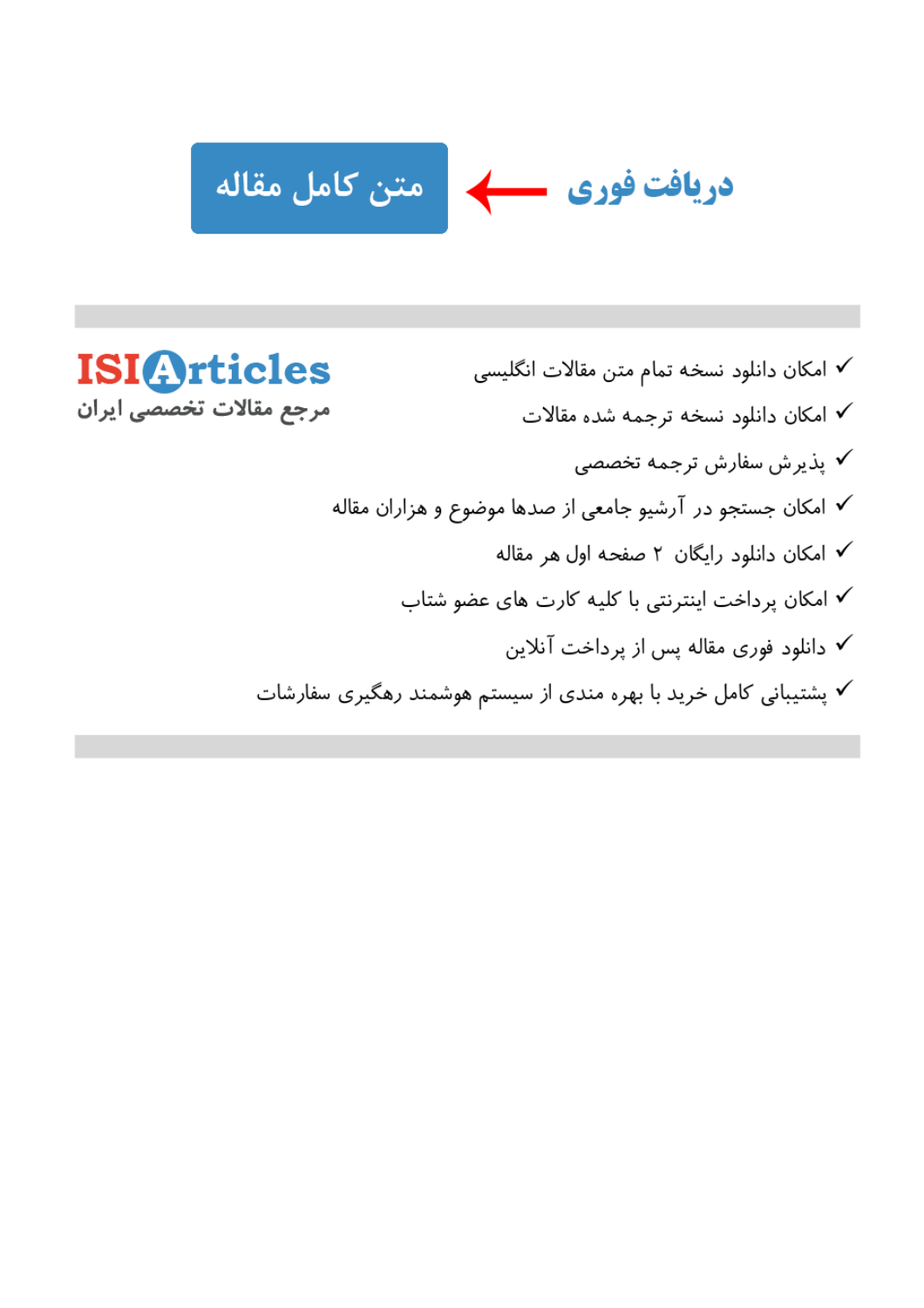دریافت فوری ← متن کامل مقاله

**ISIArticles**
مرجع مقالات تخصصی ایران

- ✓ امکان دانلود نسخه تمام متن مقالات انگلیسی
- ✓ امکان دانلود نسخه ترجمه شده مقالات
- ✓ پذیرش سفارش ترجمه تخصصی
- ✓ امکان جستجو در آرشیو جامعی از صدها موضوع و هزاران مقاله
- ✓ امکان دانلود رایگان ۲ صفحه اول هر مقاله
- ✓ امکان پرداخت اینترنتی با کلیه کارت های عضو شتاب
- ✓ دانلود فوری مقاله پس از پرداخت آنلاین
- ✓ پشتیبانی کامل خرید با بهره مندی از سیستم هوشمند رهگیری سفارشات